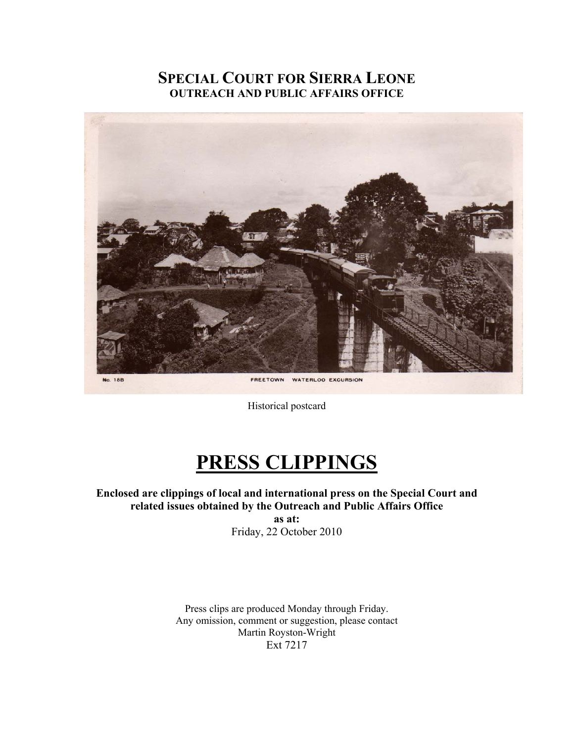# SPECIAL COURT FOR SIERRA LEONE
## OUTREACH AND PUBLIC AFFAIRS OFFICE

No. 18B FREETOWN WATERLOO EXCURSION

Historical postcard

# PRESS CLIPPINGS

**Enclosed are clippings of local and international press on the Special Court and related issues obtained by the Outreach and Public Affairs Office as at:**

Friday, 22 October 2010

Press clips are produced Monday through Friday.
Any omission, comment or suggestion, please contact
Martin Royston-Wright
Ext 7217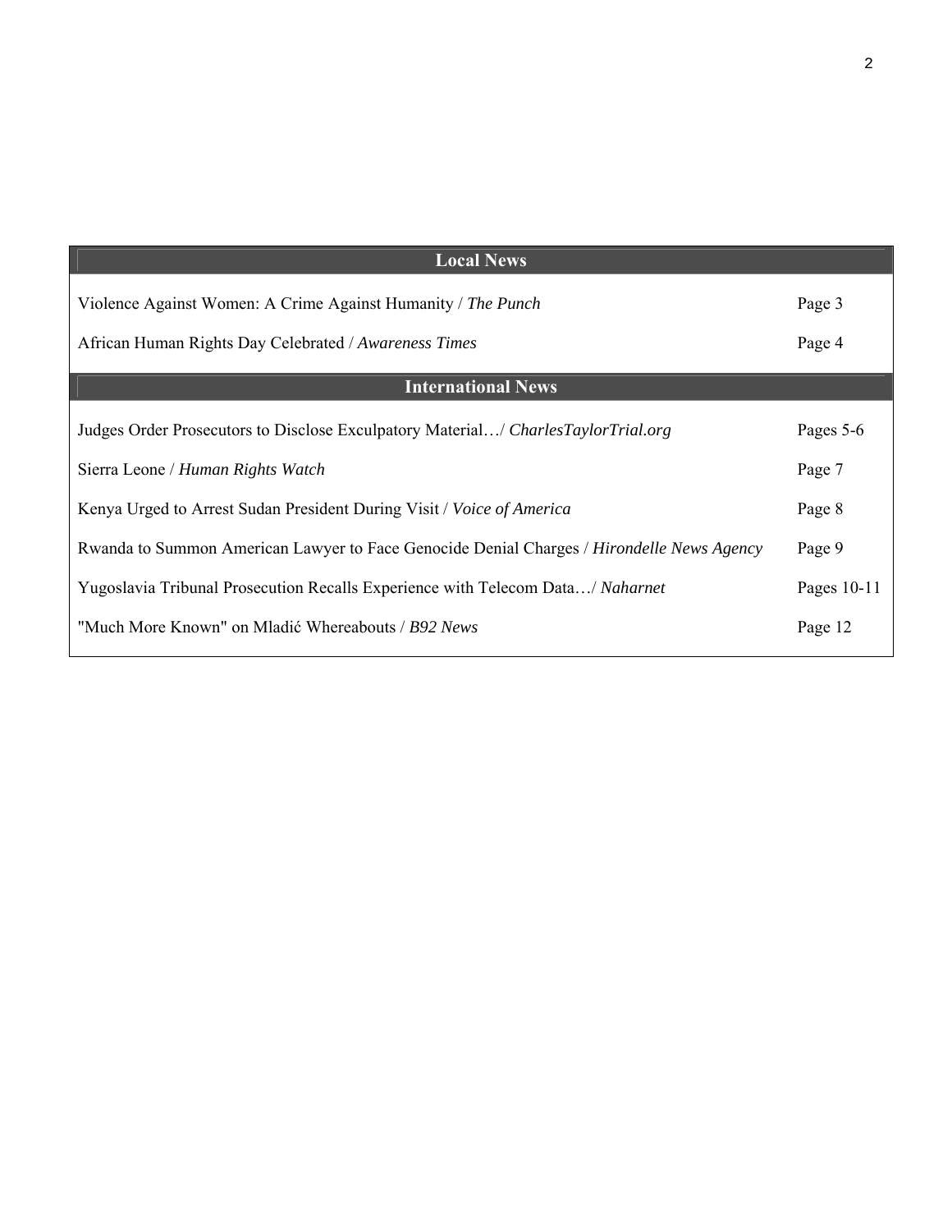| Local News | |
|---|---|
| Violence Against Women: A Crime Against Humanity / *The Punch* | Page 3 |
| African Human Rights Day Celebrated / *Awareness Times* | Page 4 |
| **International News** | |
| Judges Order Prosecutors to Disclose Exculpatory Material…/ *CharlesTaylorTrial.org* | Pages 5-6 |
| Sierra Leone / *Human Rights Watch* | Page 7 |
| Kenya Urged to Arrest Sudan President During Visit / *Voice of America* | Page 8 |
| Rwanda to Summon American Lawyer to Face Genocide Denial Charges / *Hirondelle News Agency* | Page 9 |
| Yugoslavia Tribunal Prosecution Recalls Experience with Telecom Data…/ *Naharnet* | Pages 10-11 |
| "Much More Known" on Mladić Whereabouts / *B92 News* | Page 12 |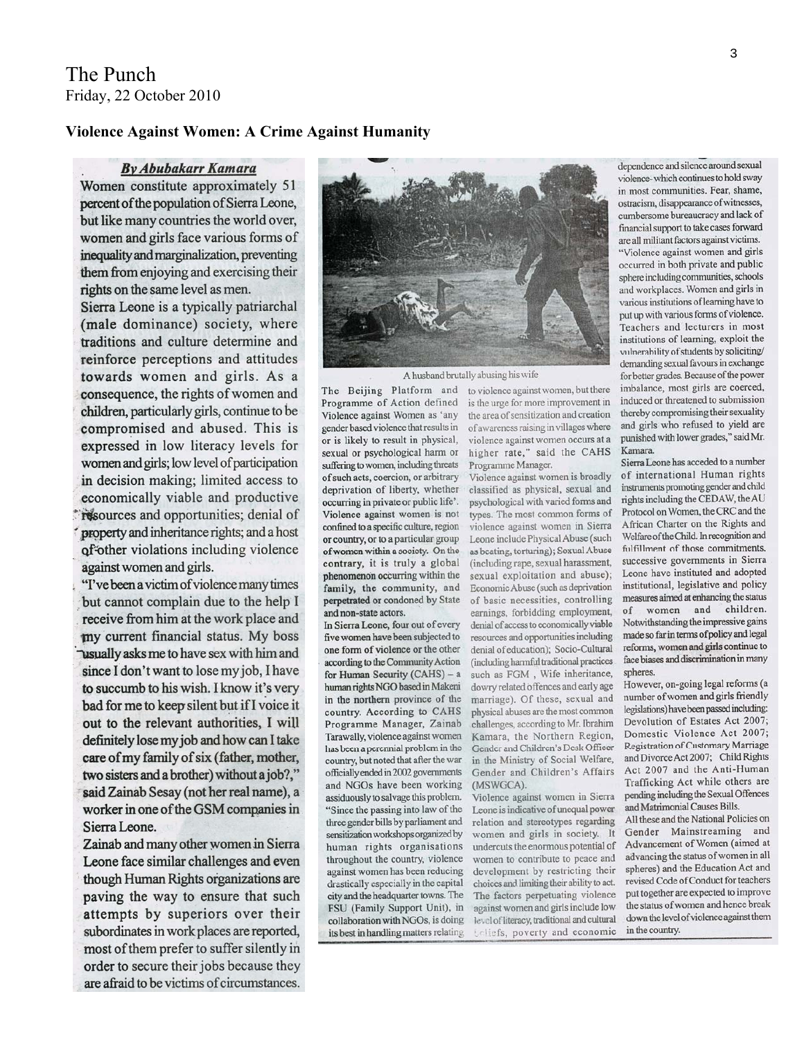The Punch
Friday, 22 October 2010

**Violence Against Women: A Crime Against Humanity**

***By Abubakarr Kamara***

Women constitute approximately 51 percent of the population of Sierra Leone, but like many countries the world over, women and girls face various forms of inequality and marginalization, preventing them from enjoying and exercising their rights on the same level as men.

Sierra Leone is a typically patriarchal (male dominance) society, where traditions and culture determine and reinforce perceptions and attitudes towards women and girls. As a consequence, the rights of women and children, particularly girls, continue to be compromised and abused. This is expressed in low literacy levels for women and girls; low level of participation in decision making; limited access to economically viable and productive resources and opportunities; denial of property and inheritance rights; and a host of other violations including violence against women and girls.

"I've been a victim of violence many times but cannot complain due to the help I receive from him at the work place and my current financial status. My boss usually asks me to have sex with him and since I don't want to lose my job, I have to succumb to his wish. I know it's very bad for me to keep silent but if I voice it out to the relevant authorities, I will definitely lose my job and how can I take care of my family of six (father, mother, two sisters and a brother) without a job?," said Zainab Sesay (not her real name), a worker in one of the GSM companies in Sierra Leone.

Zainab and many other women in Sierra Leone face similar challenges and even though Human Rights organizations are paving the way to ensure that such attempts by superiors over their subordinates in work places are reported, most of them prefer to suffer silently in order to secure their jobs because they are afraid to be victims of circumstances.

A husband brutally abusing his wife

The Beijing Platform and Programme of Action defined Violence against Women as 'any gender based violence that results in or is likely to result in physical, sexual or psychological harm or suffering to women, including threats of such acts, coercion, or arbitrary deprivation of liberty, whether occurring in private or public life'. Violence against women is not confined to a specific culture, region or country, or to a particular group of women within a society. On the contrary, it is truly a global phenomenon occurring within the family, the community, and perpetrated or condoned by State and non-state actors.

In Sierra Leone, four out of every five women have been subjected to one form of violence or the other according to the Community Action for Human Security (CAHS) – a human rights NGO based in Makeni in the northern province of the country. According to CAHS Programme Manager, Zainab Tarawally, violence against women has been a perennial problem in the country, but noted that after the war officially ended in 2002 governments and NGOs have been working assiduously to salvage this problem. "Since the passing into law of the three gender bills by parliament and sensitization workshops organized by human rights organisations throughout the country, violence against women has been reducing drastically especially in the capital city and the headquarter towns. The FSU (Family Support Unit), in collaboration with NGOs, is doing its best in handling matters relating to violence against women, but there is the urge for more improvement in the area of sensitization and creation of awareness raising in villages where violence against women occurs at a higher rate," said the CAHS Programme Manager.

Violence against women is broadly classified as physical, sexual and psychological with varied forms and types. The most common forms of violence against women in Sierra Leone include Physical Abuse (such as beating, torturing); Sexual Abuse (including rape, sexual harassment, sexual exploitation and abuse); Economic Abuse (such as deprivation of basic necessities, controlling earnings, forbidding employment, denial of access to economically viable resources and opportunities including denial of education); Socio-Cultural (including harmful traditional practices such as FGM , Wife inheritance, dowry related offences and early age marriage). Of these, sexual and physical abuses are the most common challenges, according to Mr. Ibrahim Kamara, the Northern Region, Gender and Children's Desk Officer in the Ministry of Social Welfare, Gender and Children's Affairs (MSWGCA).

Violence against women in Sierra Leone is indicative of unequal power relation and stereotypes regarding women and girls in society. It undercuts the enormous potential of women to contribute to peace and development by restricting their choices and limiting their ability to act. The factors perpetuating violence against women and girls include low level of literacy, traditional and cultural beliefs, poverty and economic dependence and silence around sexual violence- which continues to hold sway in most communities. Fear, shame, ostracism, disappearance of witnesses, cumbersome bureaucracy and lack of financial support to take cases forward are all militant factors against victims.

"Violence against women and girls occurred in both private and public sphere including communities, schools and workplaces. Women and girls in various institutions of learning have to put up with various forms of violence. Teachers and lecturers in most institutions of learning, exploit the vulnerability of students by soliciting/demanding sexual favours in exchange for better grades. Because of the power imbalance, most girls are coerced, induced or threatened to submission thereby compromising their sexuality and girls who refused to yield are punished with lower grades," said Mr. Kamara.

Sierra Leone has acceded to a number of international Human rights instruments promoting gender and child rights including the CEDAW, the AU Protocol on Women, the CRC and the African Charter on the Rights and Welfare of the Child. In recognition and fulfillment of those commitments, successive governments in Sierra Leone have instituted and adopted institutional, legislative and policy measures aimed at enhancing the status of women and children. Notwithstanding the impressive gains made so far in terms of policy and legal reforms, women and girls continue to face biases and discrimination in many spheres.

However, on-going legal reforms (a number of women and girls friendly legislations) have been passed including: Devolution of Estates Act 2007; Domestic Violence Act 2007; Registration of Customary Marriage and Divorce Act 2007; Child Rights Act 2007 and the Anti-Human Trafficking Act while others are pending including the Sexual Offences and Matrimonial Causes Bills.

All these and the National Policies on Gender Mainstreaming and Advancement of Women (aimed at advancing the status of women in all spheres) and the Education Act and revised Code of Conduct for teachers put together are expected to improve the status of women and hence break down the level of violence against them in the country.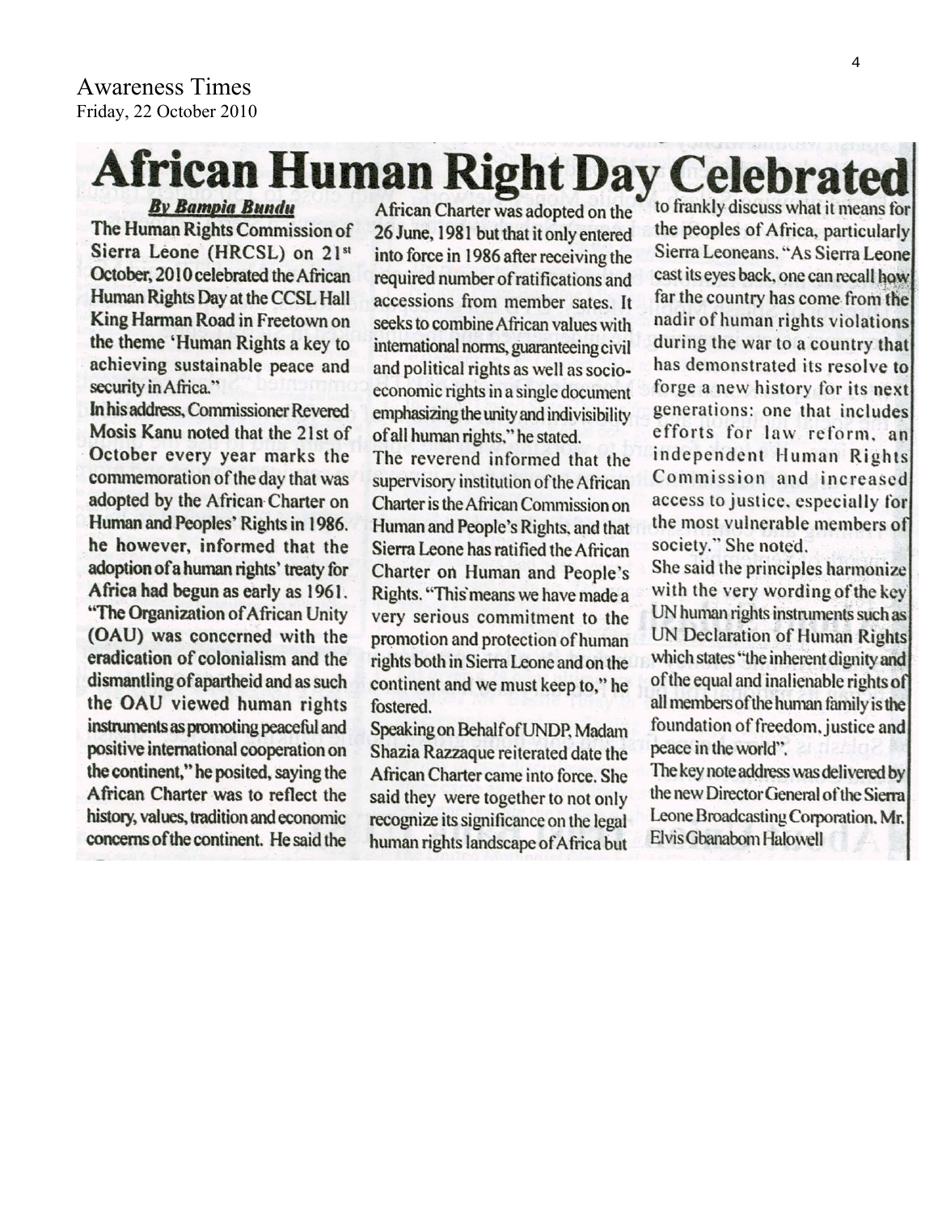Awareness Times
Friday, 22 October 2010

# African Human Right Day Celebrated

***By Bampia Bundu***

The Human Rights Commission of Sierra Leone (HRCSL) on 21st October, 2010 celebrated the African Human Rights Day at the CCSL Hall King Harman Road in Freetown on the theme 'Human Rights a key to achieving sustainable peace and security in Africa."

In his address, Commissioner Revered Mosis Kanu noted that the 21st of October every year marks the commemoration of the day that was adopted by the African Charter on Human and Peoples' Rights in 1986. he however, informed that the adoption of a human rights' treaty for Africa had begun as early as 1961. "The Organization of African Unity (OAU) was concerned with the eradication of colonialism and the dismantling of apartheid and as such the OAU viewed human rights instruments as promoting peaceful and positive international cooperation on the continent," he posited, saying the African Charter was to reflect the history, values, tradition and economic concerns of the continent. He said the African Charter was adopted on the 26 June, 1981 but that it only entered into force in 1986 after receiving the required number of ratifications and accessions from member sates. It seeks to combine African values with international norms, guaranteeing civil and political rights as well as socio-economic rights in a single document emphasizing the unity and indivisibility of all human rights," he stated.

The reverend informed that the supervisory institution of the African Charter is the African Commission on Human and People's Rights, and that Sierra Leone has ratified the African Charter on Human and People's Rights. "This means we have made a very serious commitment to the promotion and protection of human rights both in Sierra Leone and on the continent and we must keep to," he fostered.

Speaking on Behalf of UNDP, Madam Shazia Razzaque reiterated date the African Charter came into force. She said they were together to not only recognize its significance on the legal human rights landscape of Africa but to frankly discuss what it means for the peoples of Africa, particularly Sierra Leoneans. "As Sierra Leone cast its eyes back, one can recall how far the country has come from the nadir of human rights violations during the war to a country that has demonstrated its resolve to forge a new history for its next generations: one that includes efforts for law reform, an independent Human Rights Commission and increased access to justice, especially for the most vulnerable members of society." She noted.

She said the principles harmonize with the very wording of the key UN human rights instruments such as UN Declaration of Human Rights which states "the inherent dignity and of the equal and inalienable rights of all members of the human family is the foundation of freedom, justice and peace in the world".

The key note address was delivered by the new Director General of the Sierra Leone Broadcasting Corporation, Mr. Elvis Gbanabom Halowell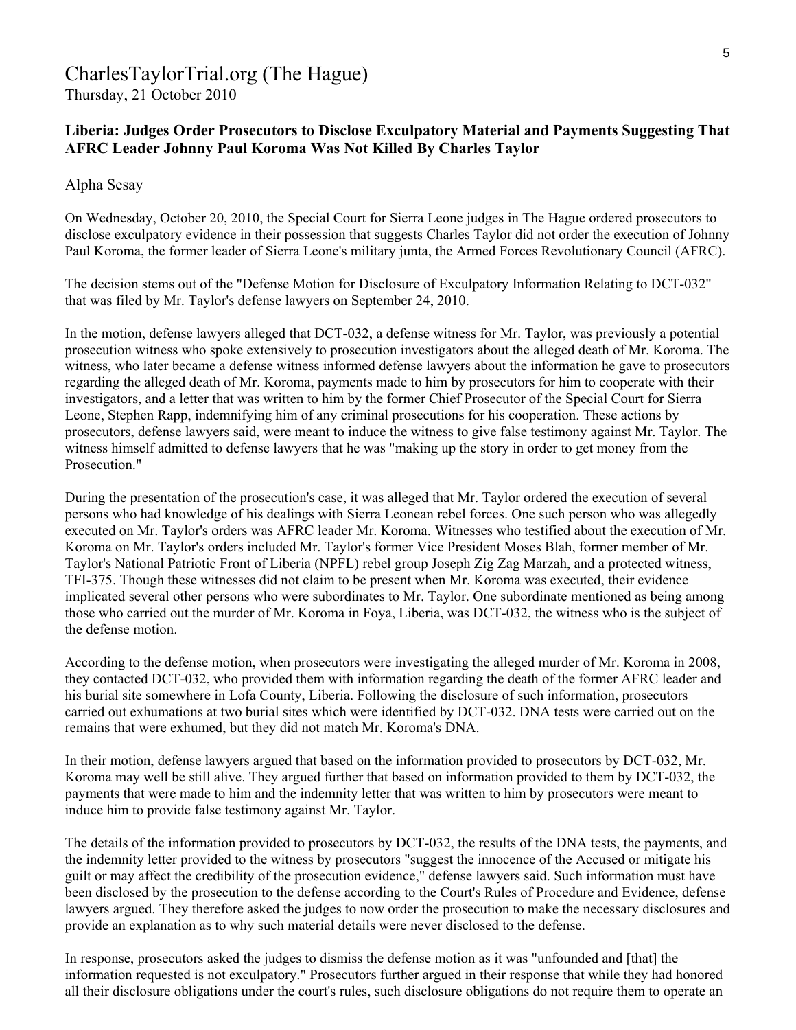# CharlesTaylorTrial.org (The Hague)

Thursday, 21 October 2010

**Liberia: Judges Order Prosecutors to Disclose Exculpatory Material and Payments Suggesting That AFRC Leader Johnny Paul Koroma Was Not Killed By Charles Taylor**

Alpha Sesay

On Wednesday, October 20, 2010, the Special Court for Sierra Leone judges in The Hague ordered prosecutors to disclose exculpatory evidence in their possession that suggests Charles Taylor did not order the execution of Johnny Paul Koroma, the former leader of Sierra Leone's military junta, the Armed Forces Revolutionary Council (AFRC).

The decision stems out of the "Defense Motion for Disclosure of Exculpatory Information Relating to DCT-032" that was filed by Mr. Taylor's defense lawyers on September 24, 2010.

In the motion, defense lawyers alleged that DCT-032, a defense witness for Mr. Taylor, was previously a potential prosecution witness who spoke extensively to prosecution investigators about the alleged death of Mr. Koroma. The witness, who later became a defense witness informed defense lawyers about the information he gave to prosecutors regarding the alleged death of Mr. Koroma, payments made to him by prosecutors for him to cooperate with their investigators, and a letter that was written to him by the former Chief Prosecutor of the Special Court for Sierra Leone, Stephen Rapp, indemnifying him of any criminal prosecutions for his cooperation. These actions by prosecutors, defense lawyers said, were meant to induce the witness to give false testimony against Mr. Taylor. The witness himself admitted to defense lawyers that he was "making up the story in order to get money from the Prosecution."

During the presentation of the prosecution's case, it was alleged that Mr. Taylor ordered the execution of several persons who had knowledge of his dealings with Sierra Leonean rebel forces. One such person who was allegedly executed on Mr. Taylor's orders was AFRC leader Mr. Koroma. Witnesses who testified about the execution of Mr. Koroma on Mr. Taylor's orders included Mr. Taylor's former Vice President Moses Blah, former member of Mr. Taylor's National Patriotic Front of Liberia (NPFL) rebel group Joseph Zig Zag Marzah, and a protected witness, TFI-375. Though these witnesses did not claim to be present when Mr. Koroma was executed, their evidence implicated several other persons who were subordinates to Mr. Taylor. One subordinate mentioned as being among those who carried out the murder of Mr. Koroma in Foya, Liberia, was DCT-032, the witness who is the subject of the defense motion.

According to the defense motion, when prosecutors were investigating the alleged murder of Mr. Koroma in 2008, they contacted DCT-032, who provided them with information regarding the death of the former AFRC leader and his burial site somewhere in Lofa County, Liberia. Following the disclosure of such information, prosecutors carried out exhumations at two burial sites which were identified by DCT-032. DNA tests were carried out on the remains that were exhumed, but they did not match Mr. Koroma's DNA.

In their motion, defense lawyers argued that based on the information provided to prosecutors by DCT-032, Mr. Koroma may well be still alive. They argued further that based on information provided to them by DCT-032, the payments that were made to him and the indemnity letter that was written to him by prosecutors were meant to induce him to provide false testimony against Mr. Taylor.

The details of the information provided to prosecutors by DCT-032, the results of the DNA tests, the payments, and the indemnity letter provided to the witness by prosecutors "suggest the innocence of the Accused or mitigate his guilt or may affect the credibility of the prosecution evidence," defense lawyers said. Such information must have been disclosed by the prosecution to the defense according to the Court's Rules of Procedure and Evidence, defense lawyers argued. They therefore asked the judges to now order the prosecution to make the necessary disclosures and provide an explanation as to why such material details were never disclosed to the defense.

In response, prosecutors asked the judges to dismiss the defense motion as it was "unfounded and [that] the information requested is not exculpatory." Prosecutors further argued in their response that while they had honored all their disclosure obligations under the court's rules, such disclosure obligations do not require them to operate an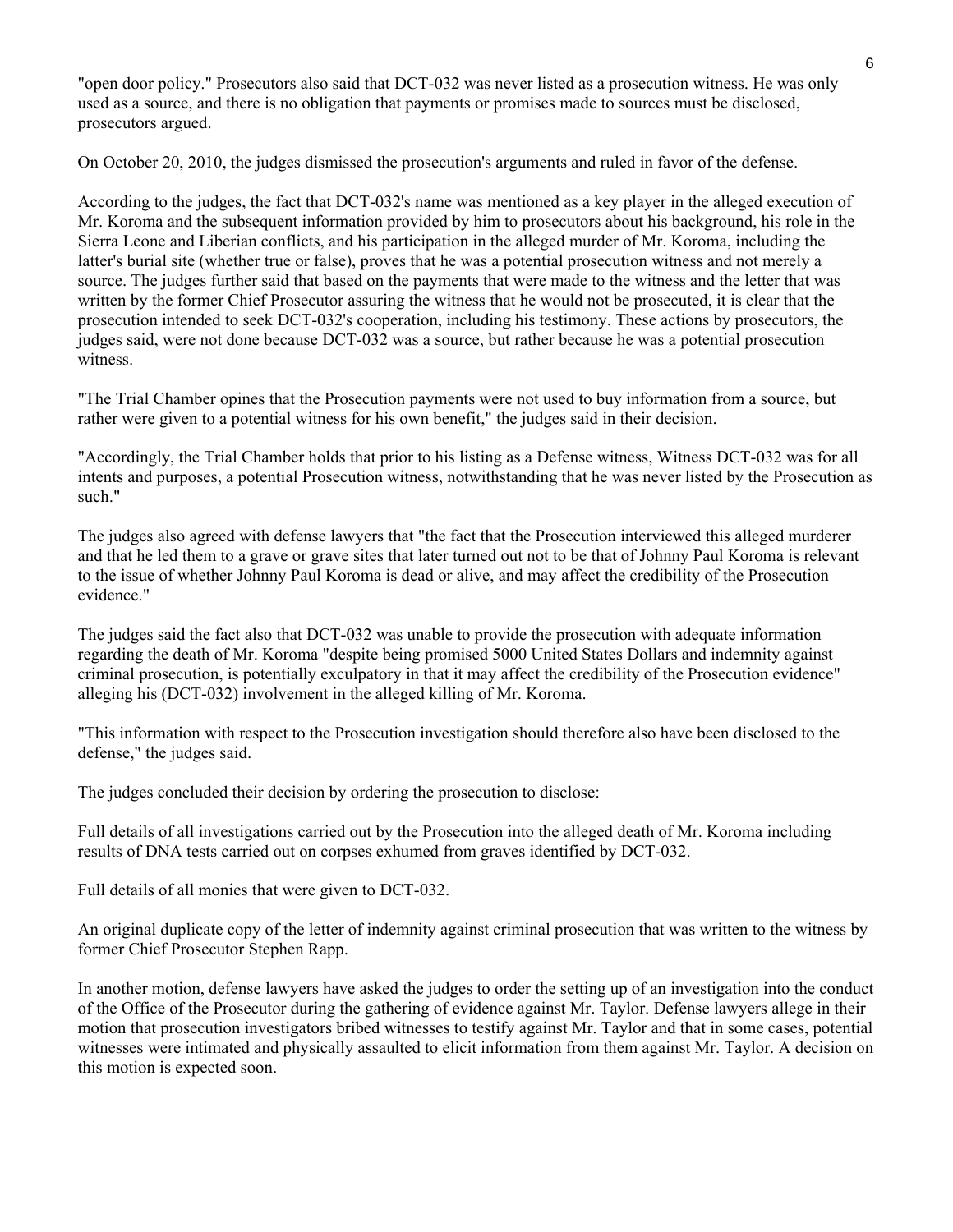"open door policy." Prosecutors also said that DCT-032 was never listed as a prosecution witness. He was only used as a source, and there is no obligation that payments or promises made to sources must be disclosed, prosecutors argued.

On October 20, 2010, the judges dismissed the prosecution's arguments and ruled in favor of the defense.

According to the judges, the fact that DCT-032's name was mentioned as a key player in the alleged execution of Mr. Koroma and the subsequent information provided by him to prosecutors about his background, his role in the Sierra Leone and Liberian conflicts, and his participation in the alleged murder of Mr. Koroma, including the latter's burial site (whether true or false), proves that he was a potential prosecution witness and not merely a source. The judges further said that based on the payments that were made to the witness and the letter that was written by the former Chief Prosecutor assuring the witness that he would not be prosecuted, it is clear that the prosecution intended to seek DCT-032's cooperation, including his testimony. These actions by prosecutors, the judges said, were not done because DCT-032 was a source, but rather because he was a potential prosecution witness.

"The Trial Chamber opines that the Prosecution payments were not used to buy information from a source, but rather were given to a potential witness for his own benefit," the judges said in their decision.

"Accordingly, the Trial Chamber holds that prior to his listing as a Defense witness, Witness DCT-032 was for all intents and purposes, a potential Prosecution witness, notwithstanding that he was never listed by the Prosecution as such."

The judges also agreed with defense lawyers that "the fact that the Prosecution interviewed this alleged murderer and that he led them to a grave or grave sites that later turned out not to be that of Johnny Paul Koroma is relevant to the issue of whether Johnny Paul Koroma is dead or alive, and may affect the credibility of the Prosecution evidence."

The judges said the fact also that DCT-032 was unable to provide the prosecution with adequate information regarding the death of Mr. Koroma "despite being promised 5000 United States Dollars and indemnity against criminal prosecution, is potentially exculpatory in that it may affect the credibility of the Prosecution evidence" alleging his (DCT-032) involvement in the alleged killing of Mr. Koroma.

"This information with respect to the Prosecution investigation should therefore also have been disclosed to the defense," the judges said.

The judges concluded their decision by ordering the prosecution to disclose:

Full details of all investigations carried out by the Prosecution into the alleged death of Mr. Koroma including results of DNA tests carried out on corpses exhumed from graves identified by DCT-032.

Full details of all monies that were given to DCT-032.

An original duplicate copy of the letter of indemnity against criminal prosecution that was written to the witness by former Chief Prosecutor Stephen Rapp.

In another motion, defense lawyers have asked the judges to order the setting up of an investigation into the conduct of the Office of the Prosecutor during the gathering of evidence against Mr. Taylor. Defense lawyers allege in their motion that prosecution investigators bribed witnesses to testify against Mr. Taylor and that in some cases, potential witnesses were intimated and physically assaulted to elicit information from them against Mr. Taylor. A decision on this motion is expected soon.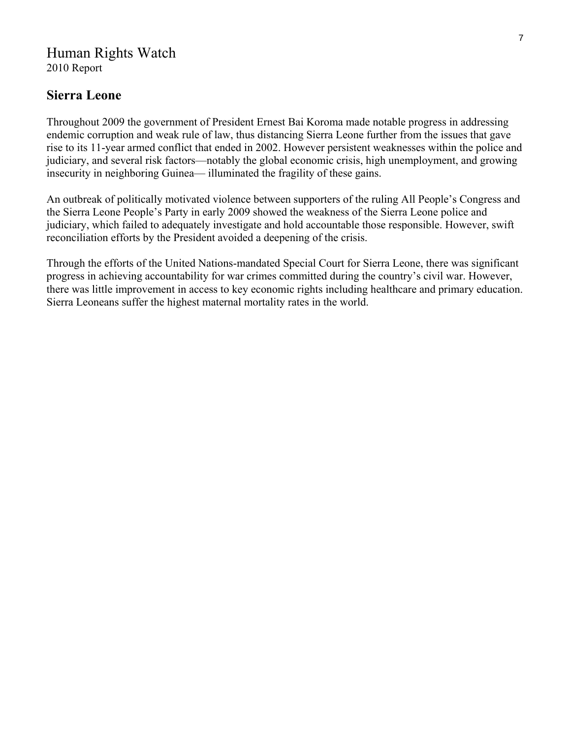# Human Rights Watch

2010 Report

## Sierra Leone

Throughout 2009 the government of President Ernest Bai Koroma made notable progress in addressing endemic corruption and weak rule of law, thus distancing Sierra Leone further from the issues that gave rise to its 11-year armed conflict that ended in 2002. However persistent weaknesses within the police and judiciary, and several risk factors—notably the global economic crisis, high unemployment, and growing insecurity in neighboring Guinea— illuminated the fragility of these gains.

An outbreak of politically motivated violence between supporters of the ruling All People's Congress and the Sierra Leone People's Party in early 2009 showed the weakness of the Sierra Leone police and judiciary, which failed to adequately investigate and hold accountable those responsible. However, swift reconciliation efforts by the President avoided a deepening of the crisis.

Through the efforts of the United Nations-mandated Special Court for Sierra Leone, there was significant progress in achieving accountability for war crimes committed during the country's civil war. However, there was little improvement in access to key economic rights including healthcare and primary education. Sierra Leoneans suffer the highest maternal mortality rates in the world.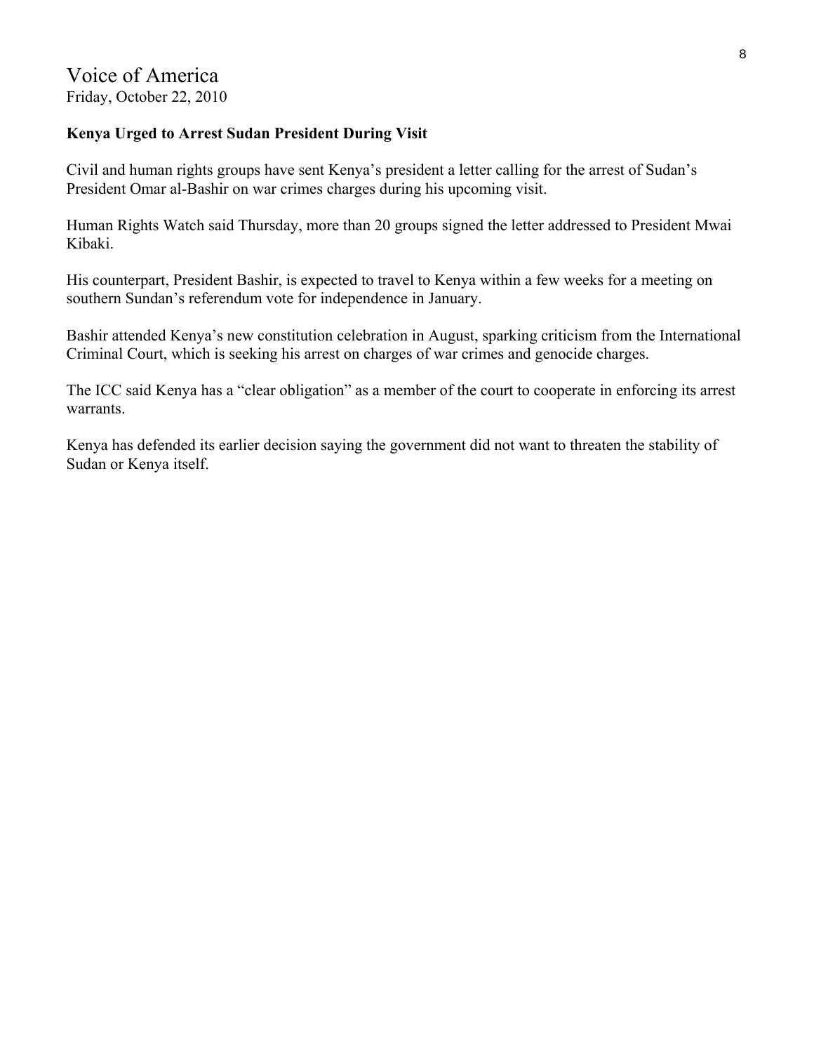Voice of America
Friday, October 22, 2010

**Kenya Urged to Arrest Sudan President During Visit**

Civil and human rights groups have sent Kenya's president a letter calling for the arrest of Sudan's President Omar al-Bashir on war crimes charges during his upcoming visit.

Human Rights Watch said Thursday, more than 20 groups signed the letter addressed to President Mwai Kibaki.

His counterpart, President Bashir, is expected to travel to Kenya within a few weeks for a meeting on southern Sundan's referendum vote for independence in January.

Bashir attended Kenya's new constitution celebration in August, sparking criticism from the International Criminal Court, which is seeking his arrest on charges of war crimes and genocide charges.

The ICC said Kenya has a "clear obligation" as a member of the court to cooperate in enforcing its arrest warrants.

Kenya has defended its earlier decision saying the government did not want to threaten the stability of Sudan or Kenya itself.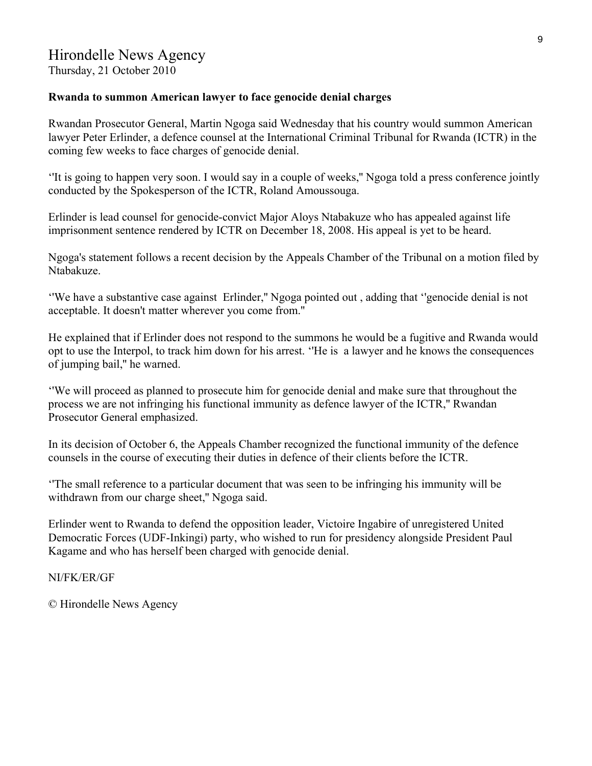# Hirondelle News Agency

Thursday, 21 October 2010

**Rwanda to summon American lawyer to face genocide denial charges**

Rwandan Prosecutor General, Martin Ngoga said Wednesday that his country would summon American lawyer Peter Erlinder, a defence counsel at the International Criminal Tribunal for Rwanda (ICTR) in the coming few weeks to face charges of genocide denial.

''It is going to happen very soon. I would say in a couple of weeks," Ngoga told a press conference jointly conducted by the Spokesperson of the ICTR, Roland Amoussouga.

Erlinder is lead counsel for genocide-convict Major Aloys Ntabakuze who has appealed against life imprisonment sentence rendered by ICTR on December 18, 2008. His appeal is yet to be heard.

Ngoga's statement follows a recent decision by the Appeals Chamber of the Tribunal on a motion filed by Ntabakuze.

''We have a substantive case against Erlinder," Ngoga pointed out , adding that ''genocide denial is not acceptable. It doesn't matter wherever you come from."

He explained that if Erlinder does not respond to the summons he would be a fugitive and Rwanda would opt to use the Interpol, to track him down for his arrest. ''He is a lawyer and he knows the consequences of jumping bail," he warned.

''We will proceed as planned to prosecute him for genocide denial and make sure that throughout the process we are not infringing his functional immunity as defence lawyer of the ICTR," Rwandan Prosecutor General emphasized.

In its decision of October 6, the Appeals Chamber recognized the functional immunity of the defence counsels in the course of executing their duties in defence of their clients before the ICTR.

''The small reference to a particular document that was seen to be infringing his immunity will be withdrawn from our charge sheet," Ngoga said.

Erlinder went to Rwanda to defend the opposition leader, Victoire Ingabire of unregistered United Democratic Forces (UDF-Inkingi) party, who wished to run for presidency alongside President Paul Kagame and who has herself been charged with genocide denial.

NI/FK/ER/GF

© Hirondelle News Agency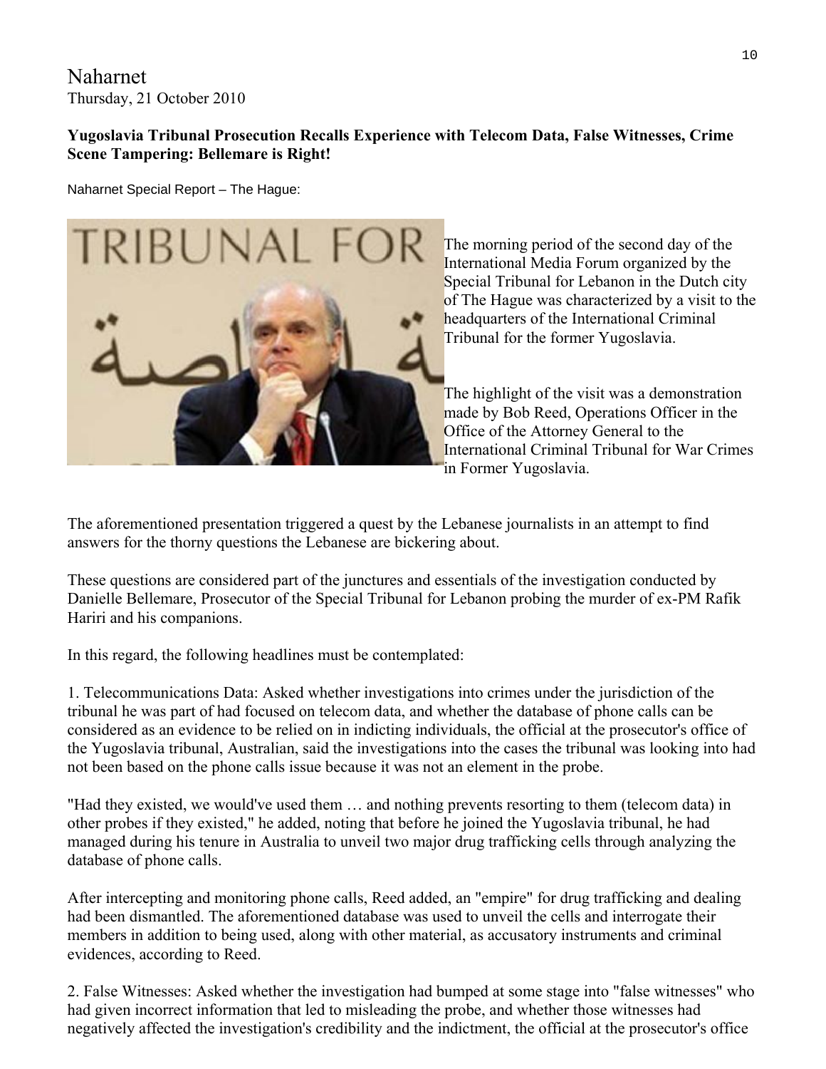Naharnet
Thursday, 21 October 2010

**Yugoslavia Tribunal Prosecution Recalls Experience with Telecom Data, False Witnesses, Crime Scene Tampering: Bellemare is Right!**

Naharnet Special Report – The Hague:

The morning period of the second day of the International Media Forum organized by the Special Tribunal for Lebanon in the Dutch city of The Hague was characterized by a visit to the headquarters of the International Criminal Tribunal for the former Yugoslavia.

The highlight of the visit was a demonstration made by Bob Reed, Operations Officer in the Office of the Attorney General to the International Criminal Tribunal for War Crimes in Former Yugoslavia.

The aforementioned presentation triggered a quest by the Lebanese journalists in an attempt to find answers for the thorny questions the Lebanese are bickering about.

These questions are considered part of the junctures and essentials of the investigation conducted by Danielle Bellemare, Prosecutor of the Special Tribunal for Lebanon probing the murder of ex-PM Rafik Hariri and his companions.

In this regard, the following headlines must be contemplated:

1. Telecommunications Data: Asked whether investigations into crimes under the jurisdiction of the tribunal he was part of had focused on telecom data, and whether the database of phone calls can be considered as an evidence to be relied on in indicting individuals, the official at the prosecutor's office of the Yugoslavia tribunal, Australian, said the investigations into the cases the tribunal was looking into had not been based on the phone calls issue because it was not an element in the probe.

"Had they existed, we would've used them … and nothing prevents resorting to them (telecom data) in other probes if they existed," he added, noting that before he joined the Yugoslavia tribunal, he had managed during his tenure in Australia to unveil two major drug trafficking cells through analyzing the database of phone calls.

After intercepting and monitoring phone calls, Reed added, an "empire" for drug trafficking and dealing had been dismantled. The aforementioned database was used to unveil the cells and interrogate their members in addition to being used, along with other material, as accusatory instruments and criminal evidences, according to Reed.

2. False Witnesses: Asked whether the investigation had bumped at some stage into "false witnesses" who had given incorrect information that led to misleading the probe, and whether those witnesses had negatively affected the investigation's credibility and the indictment, the official at the prosecutor's office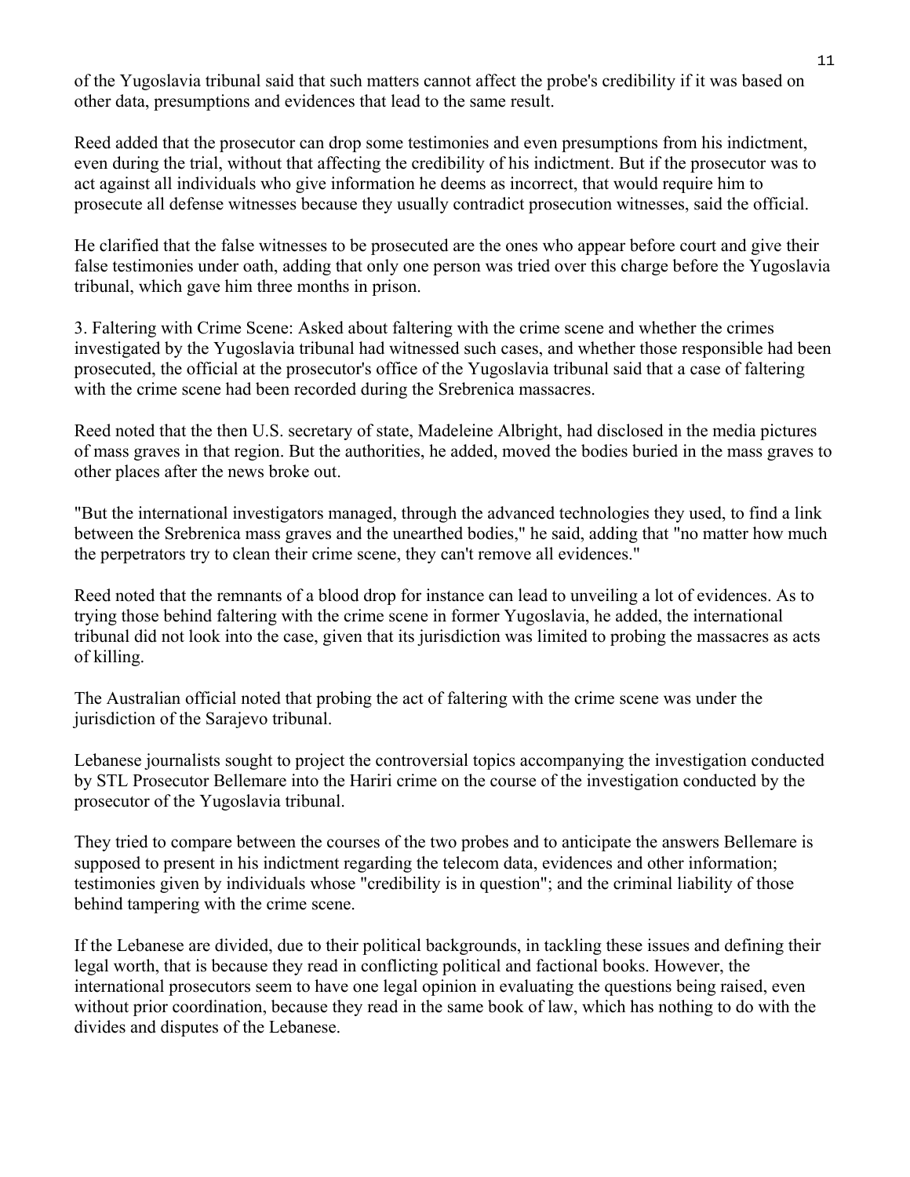of the Yugoslavia tribunal said that such matters cannot affect the probe's credibility if it was based on other data, presumptions and evidences that lead to the same result.

Reed added that the prosecutor can drop some testimonies and even presumptions from his indictment, even during the trial, without that affecting the credibility of his indictment. But if the prosecutor was to act against all individuals who give information he deems as incorrect, that would require him to prosecute all defense witnesses because they usually contradict prosecution witnesses, said the official.

He clarified that the false witnesses to be prosecuted are the ones who appear before court and give their false testimonies under oath, adding that only one person was tried over this charge before the Yugoslavia tribunal, which gave him three months in prison.

3. Faltering with Crime Scene: Asked about faltering with the crime scene and whether the crimes investigated by the Yugoslavia tribunal had witnessed such cases, and whether those responsible had been prosecuted, the official at the prosecutor's office of the Yugoslavia tribunal said that a case of faltering with the crime scene had been recorded during the Srebrenica massacres.

Reed noted that the then U.S. secretary of state, Madeleine Albright, had disclosed in the media pictures of mass graves in that region. But the authorities, he added, moved the bodies buried in the mass graves to other places after the news broke out.

"But the international investigators managed, through the advanced technologies they used, to find a link between the Srebrenica mass graves and the unearthed bodies," he said, adding that "no matter how much the perpetrators try to clean their crime scene, they can't remove all evidences."

Reed noted that the remnants of a blood drop for instance can lead to unveiling a lot of evidences. As to trying those behind faltering with the crime scene in former Yugoslavia, he added, the international tribunal did not look into the case, given that its jurisdiction was limited to probing the massacres as acts of killing.

The Australian official noted that probing the act of faltering with the crime scene was under the jurisdiction of the Sarajevo tribunal.

Lebanese journalists sought to project the controversial topics accompanying the investigation conducted by STL Prosecutor Bellemare into the Hariri crime on the course of the investigation conducted by the prosecutor of the Yugoslavia tribunal.

They tried to compare between the courses of the two probes and to anticipate the answers Bellemare is supposed to present in his indictment regarding the telecom data, evidences and other information; testimonies given by individuals whose "credibility is in question"; and the criminal liability of those behind tampering with the crime scene.

If the Lebanese are divided, due to their political backgrounds, in tackling these issues and defining their legal worth, that is because they read in conflicting political and factional books. However, the international prosecutors seem to have one legal opinion in evaluating the questions being raised, even without prior coordination, because they read in the same book of law, which has nothing to do with the divides and disputes of the Lebanese.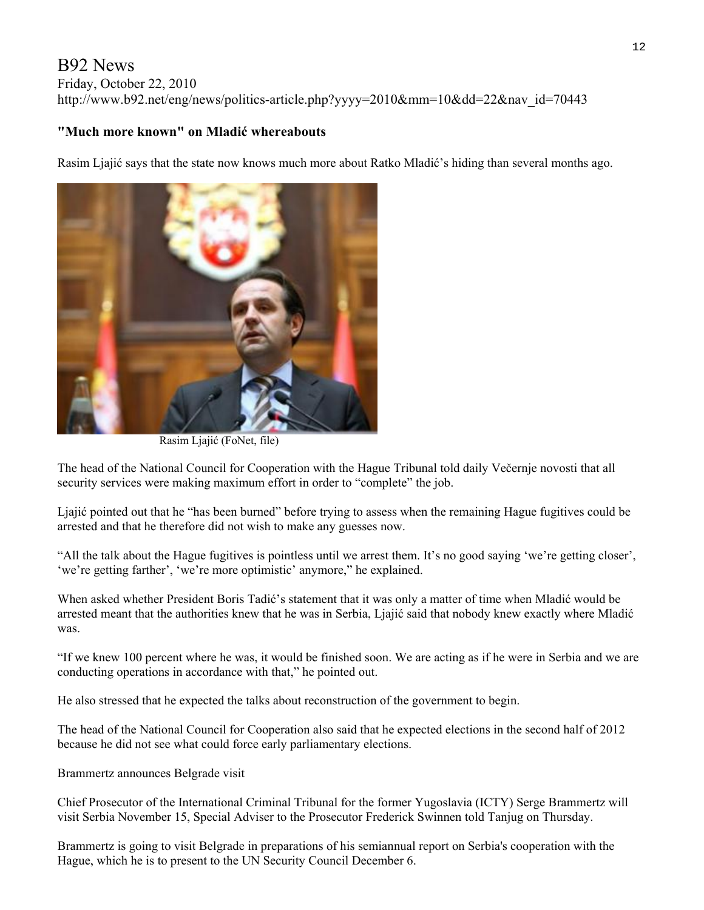B92 News
Friday, October 22, 2010
http://www.b92.net/eng/news/politics-article.php?yyyy=2010&mm=10&dd=22&nav_id=70443

**"Much more known" on Mladić whereabouts**

Rasim Ljajić says that the state now knows much more about Ratko Mladić's hiding than several months ago.

Rasim Ljajić (FoNet, file)

The head of the National Council for Cooperation with the Hague Tribunal told daily Večernje novosti that all security services were making maximum effort in order to "complete" the job.

Ljajić pointed out that he "has been burned" before trying to assess when the remaining Hague fugitives could be arrested and that he therefore did not wish to make any guesses now.

"All the talk about the Hague fugitives is pointless until we arrest them. It's no good saying 'we're getting closer', 'we're getting farther', 'we're more optimistic' anymore," he explained.

When asked whether President Boris Tadić's statement that it was only a matter of time when Mladić would be arrested meant that the authorities knew that he was in Serbia, Ljajić said that nobody knew exactly where Mladić was.

"If we knew 100 percent where he was, it would be finished soon. We are acting as if he were in Serbia and we are conducting operations in accordance with that," he pointed out.

He also stressed that he expected the talks about reconstruction of the government to begin.

The head of the National Council for Cooperation also said that he expected elections in the second half of 2012 because he did not see what could force early parliamentary elections.

Brammertz announces Belgrade visit

Chief Prosecutor of the International Criminal Tribunal for the former Yugoslavia (ICTY) Serge Brammertz will visit Serbia November 15, Special Adviser to the Prosecutor Frederick Swinnen told Tanjug on Thursday.

Brammertz is going to visit Belgrade in preparations of his semiannual report on Serbia's cooperation with the Hague, which he is to present to the UN Security Council December 6.